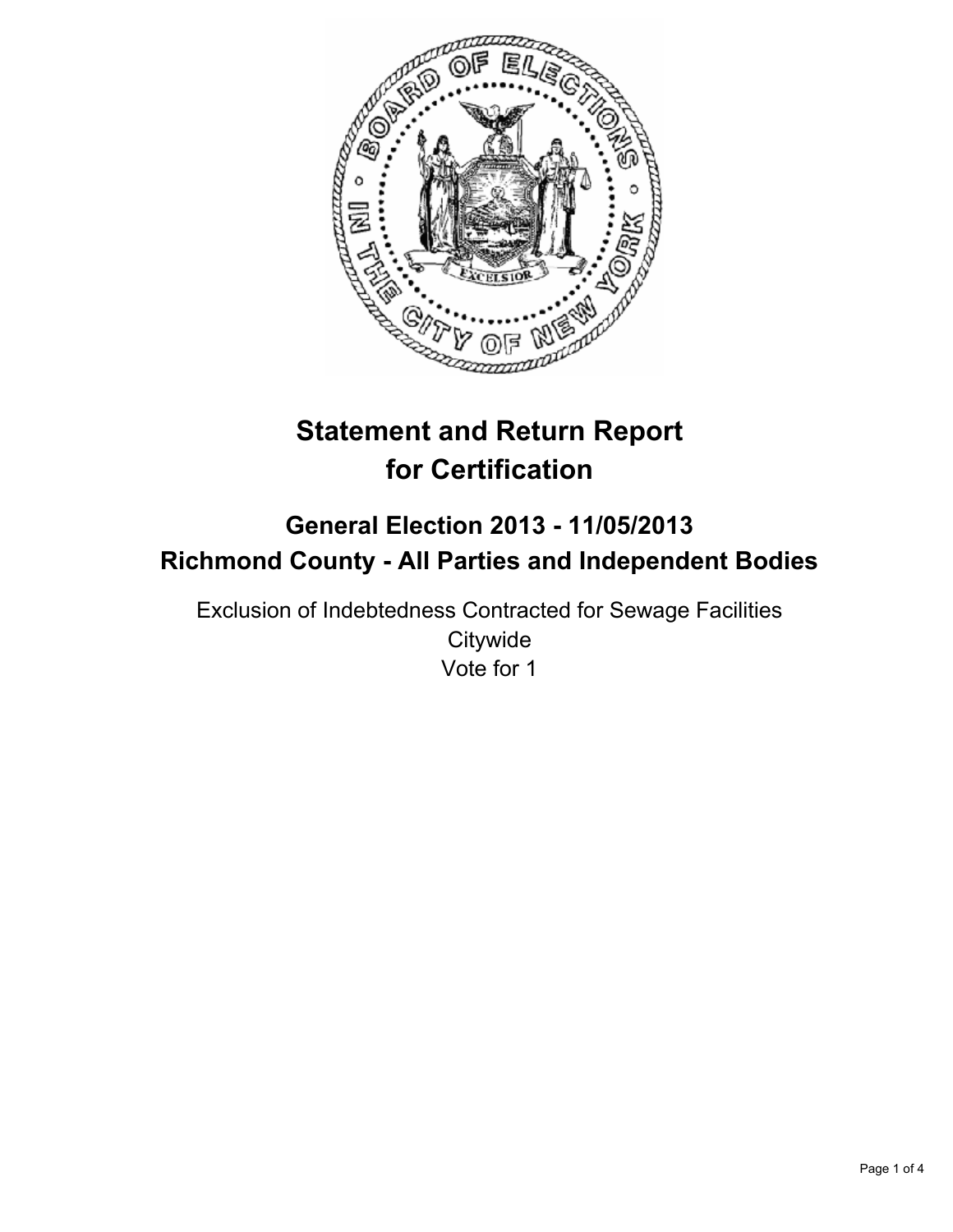# Statement and Return Report for Certification

## General Election 2013 - 11/05/2013
## Richmond County - All Parties and Independent Bodies

Exclusion of Indebtedness Contracted for Sewage Facilities
Citywide
Vote for 1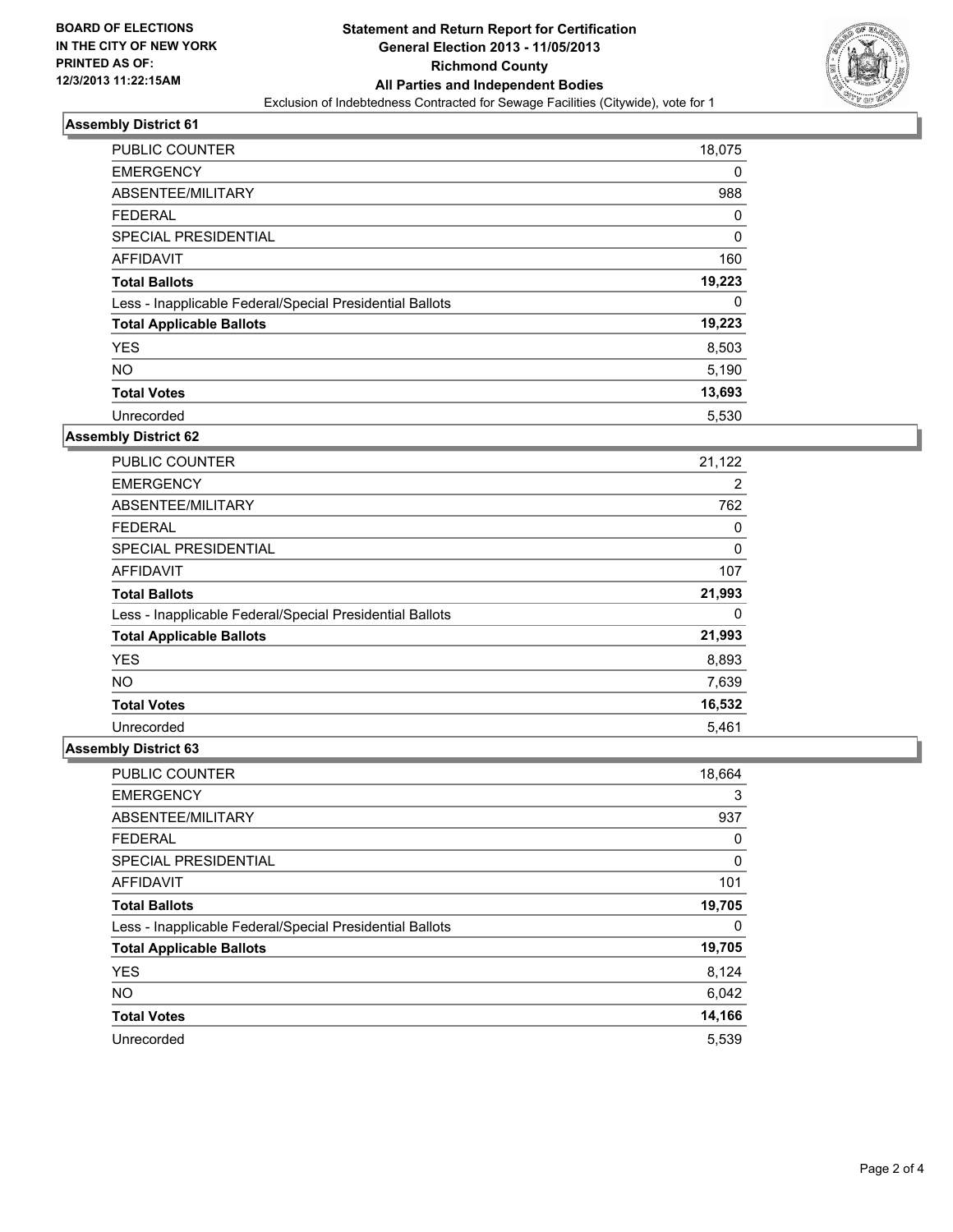**BOARD OF ELECTIONS IN THE CITY OF NEW YORK PRINTED AS OF: 12/3/2013 11:22:15AM**

# Statement and Return Report for Certification
## General Election 2013 - 11/05/2013
## Richmond County
## All Parties and Independent Bodies
Exclusion of Indebtedness Contracted for Sewage Facilities (Citywide), vote for 1

### Assembly District 61

| | |
|---|---|
| PUBLIC COUNTER | 18,075 |
| EMERGENCY | 0 |
| ABSENTEE/MILITARY | 988 |
| FEDERAL | 0 |
| SPECIAL PRESIDENTIAL | 0 |
| AFFIDAVIT | 160 |
| **Total Ballots** | **19,223** |
| Less - Inapplicable Federal/Special Presidential Ballots | 0 |
| **Total Applicable Ballots** | **19,223** |
| YES | 8,503 |
| NO | 5,190 |
| **Total Votes** | **13,693** |
| Unrecorded | 5,530 |

### Assembly District 62

| | |
|---|---|
| PUBLIC COUNTER | 21,122 |
| EMERGENCY | 2 |
| ABSENTEE/MILITARY | 762 |
| FEDERAL | 0 |
| SPECIAL PRESIDENTIAL | 0 |
| AFFIDAVIT | 107 |
| **Total Ballots** | **21,993** |
| Less - Inapplicable Federal/Special Presidential Ballots | 0 |
| **Total Applicable Ballots** | **21,993** |
| YES | 8,893 |
| NO | 7,639 |
| **Total Votes** | **16,532** |
| Unrecorded | 5,461 |

### Assembly District 63

| | |
|---|---|
| PUBLIC COUNTER | 18,664 |
| EMERGENCY | 3 |
| ABSENTEE/MILITARY | 937 |
| FEDERAL | 0 |
| SPECIAL PRESIDENTIAL | 0 |
| AFFIDAVIT | 101 |
| **Total Ballots** | **19,705** |
| Less - Inapplicable Federal/Special Presidential Ballots | 0 |
| **Total Applicable Ballots** | **19,705** |
| YES | 8,124 |
| NO | 6,042 |
| **Total Votes** | **14,166** |
| Unrecorded | 5,539 |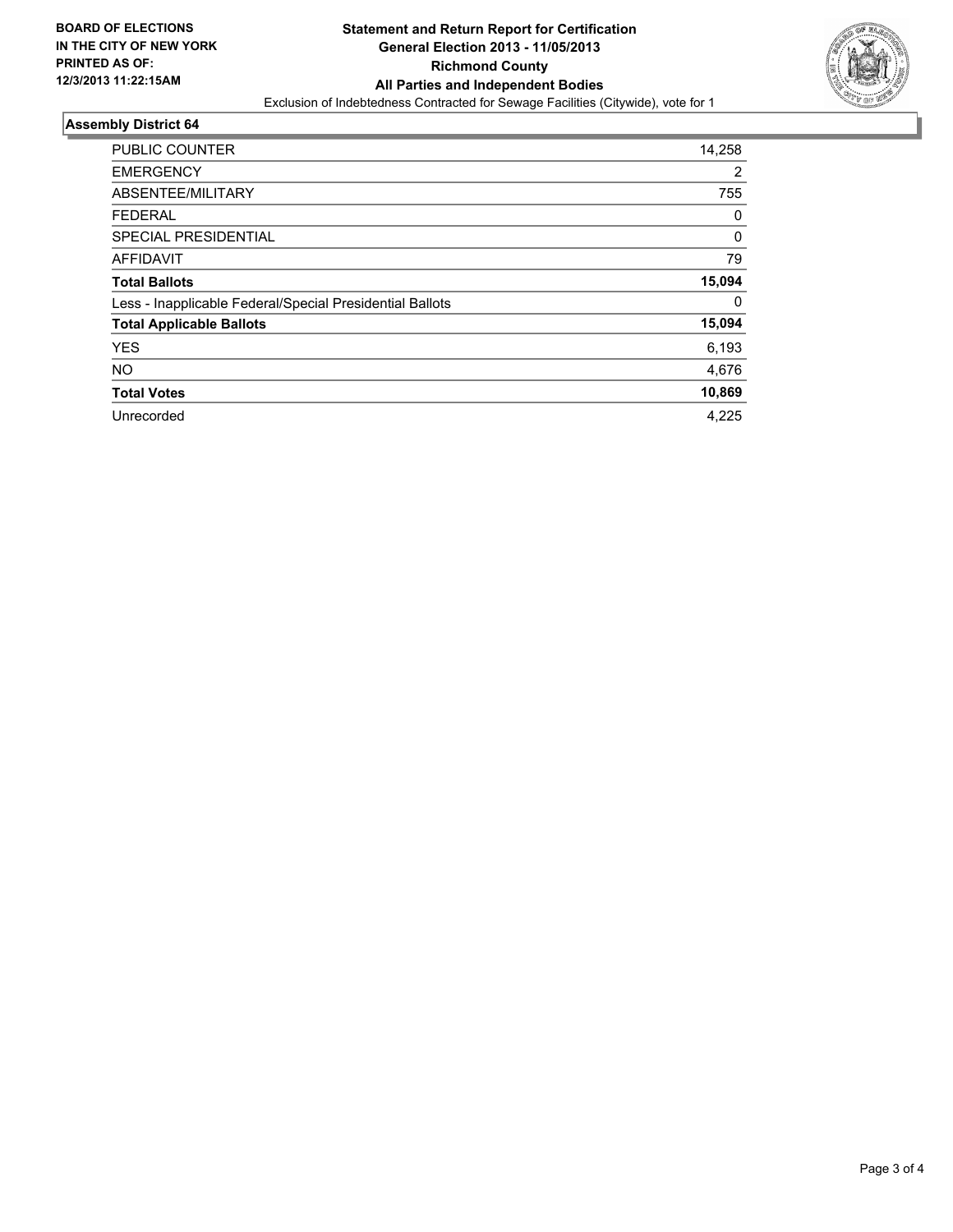**BOARD OF ELECTIONS IN THE CITY OF NEW YORK PRINTED AS OF: 12/3/2013 11:22:15AM**

# Statement and Return Report for Certification
## General Election 2013 - 11/05/2013
## Richmond County
## All Parties and Independent Bodies

Exclusion of Indebtedness Contracted for Sewage Facilities (Citywide), vote for 1

### Assembly District 64

| | |
|---|---|
| PUBLIC COUNTER | 14,258 |
| EMERGENCY | 2 |
| ABSENTEE/MILITARY | 755 |
| FEDERAL | 0 |
| SPECIAL PRESIDENTIAL | 0 |
| AFFIDAVIT | 79 |
| **Total Ballots** | **15,094** |
| Less - Inapplicable Federal/Special Presidential Ballots | 0 |
| **Total Applicable Ballots** | **15,094** |
| YES | 6,193 |
| NO | 4,676 |
| **Total Votes** | **10,869** |
| Unrecorded | 4,225 |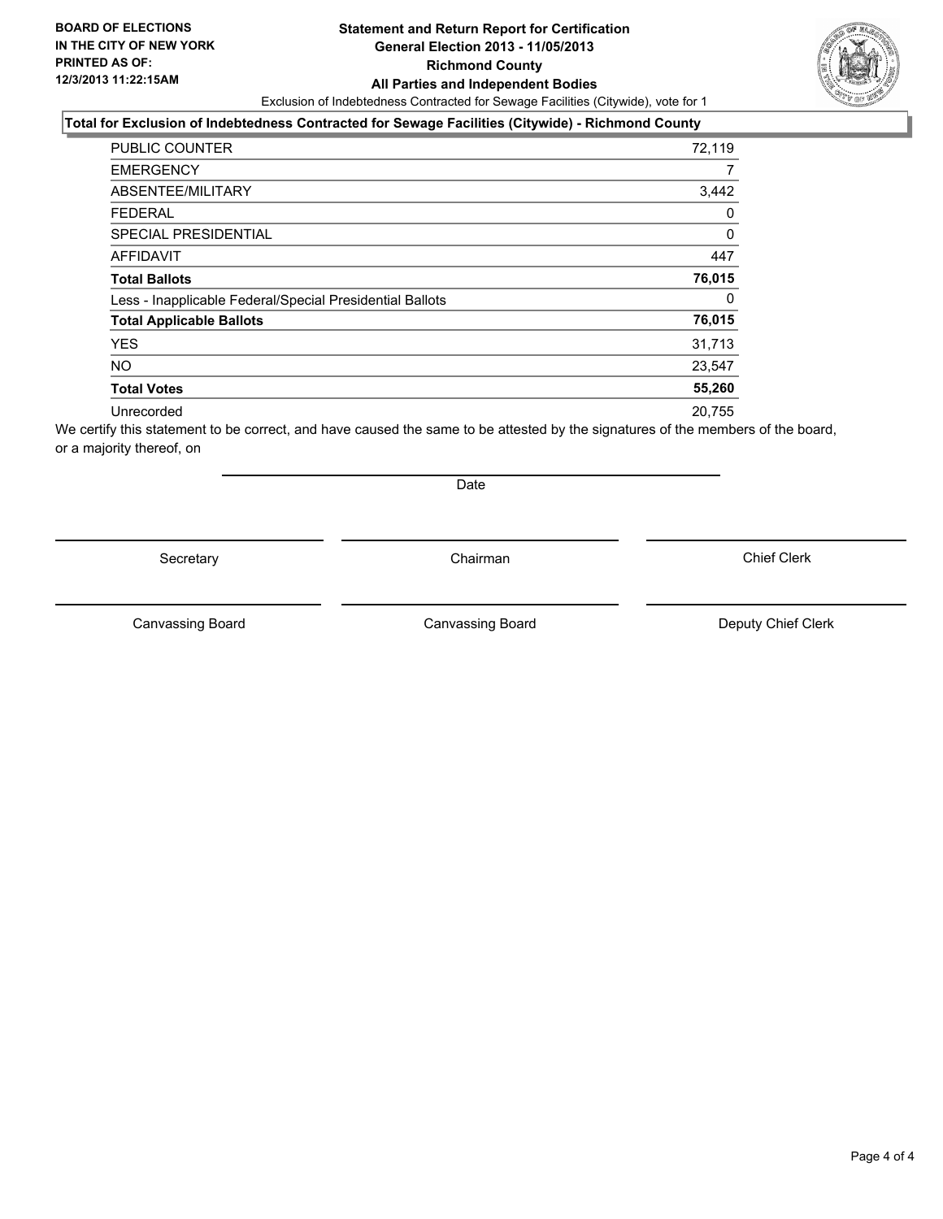**BOARD OF ELECTIONS IN THE CITY OF NEW YORK PRINTED AS OF: 12/3/2013 11:22:15AM**

**Statement and Return Report for Certification General Election 2013 - 11/05/2013 Richmond County All Parties and Independent Bodies**

Exclusion of Indebtedness Contracted for Sewage Facilities (Citywide), vote for 1

### Total for Exclusion of Indebtedness Contracted for Sewage Facilities (Citywide) - Richmond County

| | |
|---|---|
| PUBLIC COUNTER | 72,119 |
| EMERGENCY | 7 |
| ABSENTEE/MILITARY | 3,442 |
| FEDERAL | 0 |
| SPECIAL PRESIDENTIAL | 0 |
| AFFIDAVIT | 447 |
| **Total Ballots** | **76,015** |
| Less - Inapplicable Federal/Special Presidential Ballots | 0 |
| **Total Applicable Ballots** | **76,015** |
| YES | 31,713 |
| NO | 23,547 |
| **Total Votes** | **55,260** |
| Unrecorded | 20,755 |

We certify this statement to be correct, and have caused the same to be attested by the signatures of the members of the board, or a majority thereof, on

Date

Secretary

Chairman

Chief Clerk

Canvassing Board

Canvassing Board

Deputy Chief Clerk